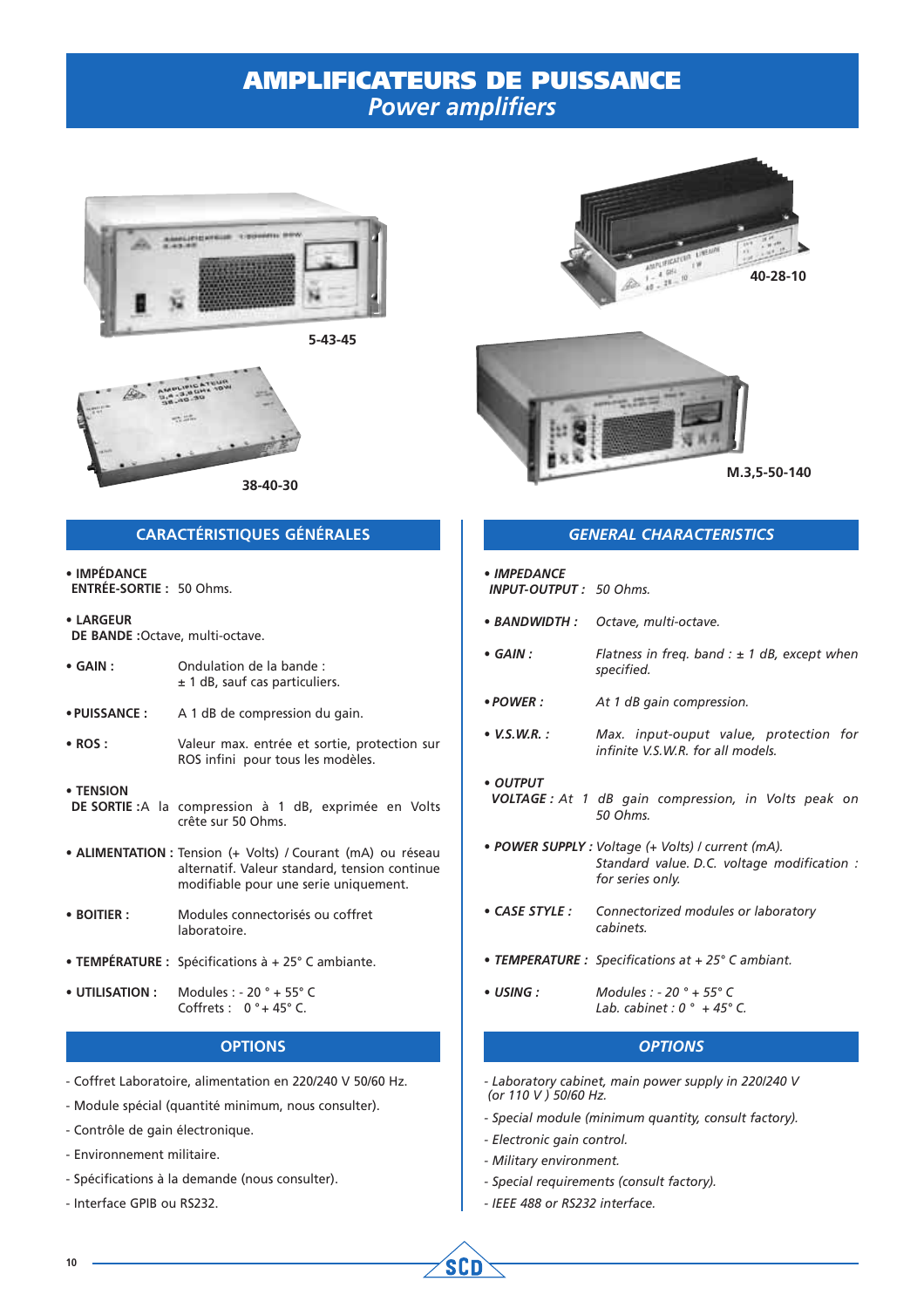# AMPLIFICATEURS DE PUISSANCE
*Power amplifiers*

5-43-45

38-40-30

40-28-10

M.3,5-50-140

## CARACTÉRISTIQUES GÉNÉRALES

- **IMPÉDANCE ENTRÉE-SORTIE :** 50 Ohms.
- **LARGEUR DE BANDE :** Octave, multi-octave.
- **GAIN :** Ondulation de la bande : ± 1 dB, sauf cas particuliers.
- **PUISSANCE :** A 1 dB de compression du gain.
- **ROS :** Valeur max. entrée et sortie, protection sur ROS infini pour tous les modèles.
- **TENSION DE SORTIE :** A la compression à 1 dB, exprimée en Volts crête sur 50 Ohms.
- **ALIMENTATION :** Tension (+ Volts) / Courant (mA) ou réseau alternatif. Valeur standard, tension continue modifiable pour une serie uniquement.
- **BOITIER :** Modules connectorisés ou coffret laboratoire.
- **TEMPÉRATURE :** Spécifications à + 25° C ambiante.
- **UTILISATION :** Modules : - 20 ° + 55° C
  Coffrets : 0 ° + 45° C.

## OPTIONS

- Coffret Laboratoire, alimentation en 220/240 V 50/60 Hz.
- Module spécial (quantité minimum, nous consulter).
- Contrôle de gain électronique.
- Environnement militaire.
- Spécifications à la demande (nous consulter).
- Interface GPIB ou RS232.

## *GENERAL CHARACTERISTICS*

- ***IMPEDANCE INPUT-OUTPUT :*** *50 Ohms.*
- ***BANDWIDTH :*** *Octave, multi-octave.*
- ***GAIN :*** *Flatness in freq. band : ± 1 dB, except when specified.*
- ***POWER :*** *At 1 dB gain compression.*
- ***V.S.W.R. :*** *Max. input-ouput value, protection for infinite V.S.W.R. for all models.*
- ***OUTPUT VOLTAGE :*** *At 1 dB gain compression, in Volts peak on 50 Ohms.*
- ***POWER SUPPLY :*** *Voltage (+ Volts) / current (mA). Standard value. D.C. voltage modification : for series only.*
- ***CASE STYLE :*** *Connectorized modules or laboratory cabinets.*
- ***TEMPERATURE :*** *Specifications at + 25° C ambiant.*
- ***USING :*** *Modules : - 20 ° + 55° C*
  *Lab. cabinet : 0 ° + 45° C.*

## *OPTIONS*

- *Laboratory cabinet, main power supply in 220/240 V (or 110 V ) 50/60 Hz.*
- *Special module (minimum quantity, consult factory).*
- *Electronic gain control.*
- *Military environment.*
- *Special requirements (consult factory).*
- *IEEE 488 or RS232 interface.*

SCD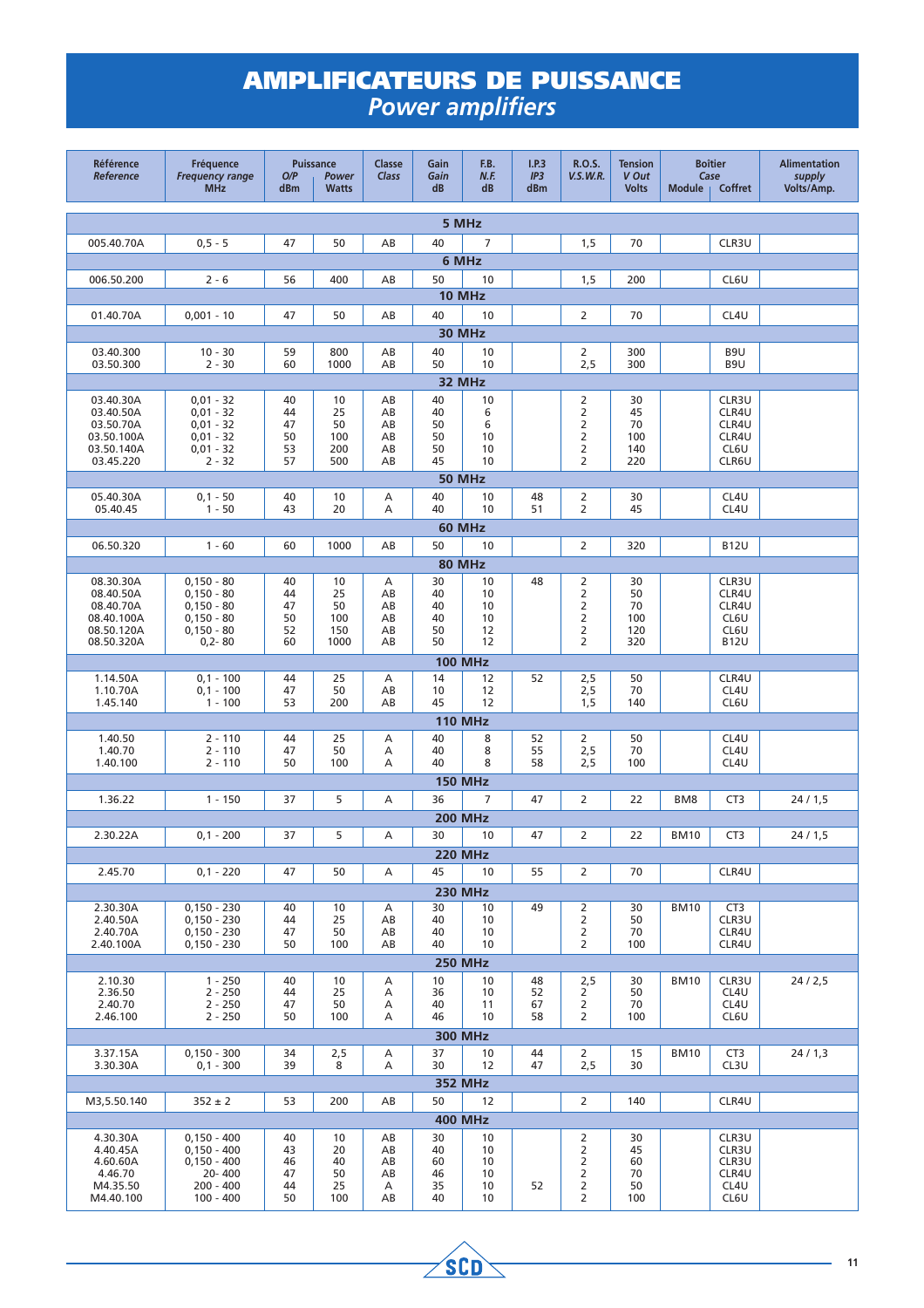# AMPLIFICATEURS DE PUISSANCE
## *Power amplifiers*

| Référence *Reference* | Fréquence *Frequency range* MHz | Puissance O/P dBm | Power Watts | Classe *Class* | Gain *Gain* dB | F.B. *N.F.* dB | I.P.3 *IP3* dBm | R.O.S. *V.S.W.R.* | Tension *V Out* Volts | Boîtier *Case* Module | Coffret | Alimentation *supply* Volts/Amp. |
|---|---|---|---|---|---|---|---|---|---|---|---|---|
| **5 MHz** | | | | | | | | | | | | |
| 005.40.70A | 0,5 - 5 | 47 | 50 | AB | 40 | 7 | | 1,5 | 70 | | CLR3U | |
| **6 MHz** | | | | | | | | | | | | |
| 006.50.200 | 2 - 6 | 56 | 400 | AB | 50 | 10 | | 1,5 | 200 | | CL6U | |
| **10 MHz** | | | | | | | | | | | | |
| 01.40.70A | 0,001 - 10 | 47 | 50 | AB | 40 | 10 | | 2 | 70 | | CL4U | |
| **30 MHz** | | | | | | | | | | | | |
| 03.40.300 | 10 - 30 | 59 | 800 | AB | 40 | 10 | | 2 | 300 | | B9U | |
| 03.50.300 | 2 - 30 | 60 | 1000 | AB | 50 | 10 | | 2,5 | 300 | | B9U | |
| **32 MHz** | | | | | | | | | | | | |
| 03.40.30A | 0,01 - 32 | 40 | 10 | AB | 40 | 10 | | 2 | 30 | | CLR3U | |
| 03.40.50A | 0,01 - 32 | 44 | 25 | AB | 40 | 6 | | 2 | 45 | | CLR4U | |
| 03.50.70A | 0,01 - 32 | 47 | 50 | AB | 50 | 6 | | 2 | 70 | | CLR4U | |
| 03.50.100A | 0,01 - 32 | 50 | 100 | AB | 50 | 10 | | 2 | 100 | | CLR4U | |
| 03.50.140A | 0,01 - 32 | 53 | 200 | AB | 50 | 10 | | 2 | 140 | | CL6U | |
| 03.45.220 | 2 - 32 | 57 | 500 | AB | 45 | 10 | | 2 | 220 | | CLR6U | |
| **50 MHz** | | | | | | | | | | | | |
| 05.40.30A | 0,1 - 50 | 40 | 10 | A | 40 | 10 | 48 | 2 | 30 | | CL4U | |
| 05.40.45 | 1 - 50 | 43 | 20 | A | 40 | 10 | 51 | 2 | 45 | | CL4U | |
| **60 MHz** | | | | | | | | | | | | |
| 06.50.320 | 1 - 60 | 60 | 1000 | AB | 50 | 10 | | 2 | 320 | | B12U | |
| **80 MHz** | | | | | | | | | | | | |
| 08.30.30A | 0,150 - 80 | 40 | 10 | A | 30 | 10 | 48 | 2 | 30 | | CLR3U | |
| 08.40.50A | 0,150 - 80 | 44 | 25 | AB | 40 | 10 | | 2 | 50 | | CLR4U | |
| 08.40.70A | 0,150 - 80 | 47 | 50 | AB | 40 | 10 | | 2 | 70 | | CLR4U | |
| 08.40.100A | 0,150 - 80 | 50 | 100 | AB | 40 | 10 | | 2 | 100 | | CL6U | |
| 08.50.120A | 0,150 - 80 | 52 | 150 | AB | 50 | 12 | | 2 | 120 | | CL6U | |
| 08.50.320A | 0,2- 80 | 60 | 1000 | AB | 50 | 12 | | 2 | 320 | | B12U | |
| **100 MHz** | | | | | | | | | | | | |
| 1.14.50A | 0,1 - 100 | 44 | 25 | A | 14 | 12 | 52 | 2,5 | 50 | | CLR4U | |
| 1.10.70A | 0,1 - 100 | 47 | 50 | AB | 10 | 12 | | 2,5 | 70 | | CL4U | |
| 1.45.140 | 1 - 100 | 53 | 200 | AB | 45 | 12 | | 1,5 | 140 | | CL6U | |
| **110 MHz** | | | | | | | | | | | | |
| 1.40.50 | 2 - 110 | 44 | 25 | A | 40 | 8 | 52 | 2 | 50 | | CL4U | |
| 1.40.70 | 2 - 110 | 47 | 50 | A | 40 | 8 | 55 | 2,5 | 70 | | CL4U | |
| 1.40.100 | 2 - 110 | 50 | 100 | A | 40 | 8 | 58 | 2,5 | 100 | | CL4U | |
| **150 MHz** | | | | | | | | | | | | |
| 1.36.22 | 1 - 150 | 37 | 5 | A | 36 | 7 | 47 | 2 | 22 | BM8 | CT3 | 24 / 1,5 |
| **200 MHz** | | | | | | | | | | | | |
| 2.30.22A | 0,1 - 200 | 37 | 5 | A | 30 | 10 | 47 | 2 | 22 | BM10 | CT3 | 24 / 1,5 |
| **220 MHz** | | | | | | | | | | | | |
| 2.45.70 | 0,1 - 220 | 47 | 50 | A | 45 | 10 | 55 | 2 | 70 | | CLR4U | |
| **230 MHz** | | | | | | | | | | | | |
| 2.30.30A | 0,150 - 230 | 40 | 10 | A | 30 | 10 | 49 | 2 | 30 | BM10 | CT3 | |
| 2.40.50A | 0,150 - 230 | 44 | 25 | AB | 40 | 10 | | 2 | 50 | | CLR3U | |
| 2.40.70A | 0,150 - 230 | 47 | 50 | AB | 40 | 10 | | 2 | 70 | | CLR4U | |
| 2.40.100A | 0,150 - 230 | 50 | 100 | AB | 40 | 10 | | 2 | 100 | | CLR4U | |
| **250 MHz** | | | | | | | | | | | | |
| 2.10.30 | 1 - 250 | 40 | 10 | A | 10 | 10 | 48 | 2,5 | 30 | BM10 | CLR3U | 24 / 2,5 |
| 2.36.50 | 2 - 250 | 44 | 25 | A | 36 | 10 | 52 | 2 | 50 | | CL4U | |
| 2.40.70 | 2 - 250 | 47 | 50 | A | 40 | 11 | 67 | 2 | 70 | | CL4U | |
| 2.46.100 | 2 - 250 | 50 | 100 | A | 46 | 10 | 58 | 2 | 100 | | CL6U | |
| **300 MHz** | | | | | | | | | | | | |
| 3.37.15A | 0,150 - 300 | 34 | 2,5 | A | 37 | 10 | 44 | 2 | 15 | BM10 | CT3 | 24 / 1,3 |
| 3.30.30A | 0,1 - 300 | 39 | 8 | A | 30 | 12 | 47 | 2,5 | 30 | | CL3U | |
| **352 MHz** | | | | | | | | | | | | |
| M3,5.50.140 | 352 ± 2 | 53 | 200 | AB | 50 | 12 | | 2 | 140 | | CLR4U | |
| **400 MHz** | | | | | | | | | | | | |
| 4.30.30A | 0,150 - 400 | 40 | 10 | AB | 30 | 10 | | 2 | 30 | | CLR3U | |
| 4.40.45A | 0,150 - 400 | 43 | 20 | AB | 40 | 10 | | 2 | 45 | | CLR3U | |
| 4.60.60A | 0,150 - 400 | 46 | 40 | AB | 60 | 10 | | 2 | 60 | | CLR3U | |
| 4.46.70 | 20- 400 | 47 | 50 | AB | 46 | 10 | | 2 | 70 | | CLR4U | |
| M4.35.50 | 200 - 400 | 44 | 25 | A | 35 | 10 | 52 | 2 | 50 | | CL4U | |
| M4.40.100 | 100 - 400 | 50 | 100 | AB | 40 | 10 | | 2 | 100 | | CL6U | |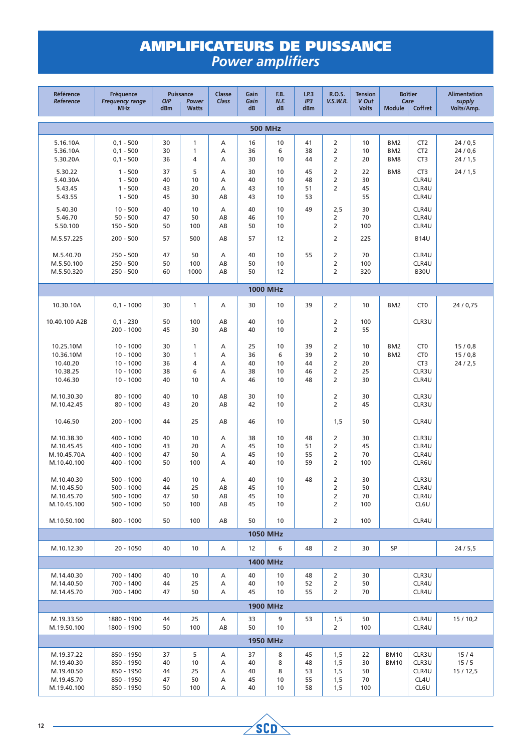# AMPLIFICATEURS DE PUISSANCE
## *Power amplifiers*

| Référence *Reference* | Fréquence *Frequency range* MHz | Puissance O/P dBm | Puissance *Power* Watts | Classe *Class* | Gain *Gain* dB | F.B. *N.F.* dB | I.P.3 *IP3* dBm | R.O.S. *V.S.W.R.* | Tension *V Out* Volts | Boîtier *Case* Module | Boîtier Coffret | Alimentation *supply* Volts/Amp. |
|---|---|---|---|---|---|---|---|---|---|---|---|---|
| **500 MHz** | | | | | | | | | | | | |
| 5.16.10A | 0,1 - 500 | 30 | 1 | A | 16 | 10 | 41 | 2 | 10 | BM2 | CT2 | 24 / 0,5 |
| 5.36.10A | 0,1 - 500 | 30 | 1 | A | 36 | 6 | 38 | 2 | 10 | BM2 | CT2 | 24 / 0,6 |
| 5.30.20A | 0,1 - 500 | 36 | 4 | A | 30 | 10 | 44 | 2 | 20 | BM8 | CT3 | 24 / 1,5 |
| 5.30.22 | 1 - 500 | 37 | 5 | A | 30 | 10 | 45 | 2 | 22 | BM8 | CT3 | 24 / 1,5 |
| 5.40.30A | 1 - 500 | 40 | 10 | A | 40 | 10 | 48 | 2 | 30 | | CLR4U | |
| 5.43.45 | 1 - 500 | 43 | 20 | A | 43 | 10 | 51 | 2 | 45 | | CLR4U | |
| 5.43.55 | 1 - 500 | 45 | 30 | AB | 43 | 10 | 53 | | 55 | | CLR4U | |
| 5.40.30 | 10 - 500 | 40 | 10 | A | 40 | 10 | 49 | 2,5 | 30 | | CLR4U | |
| 5.46.70 | 50 - 500 | 47 | 50 | AB | 46 | 10 | | 2 | 70 | | CLR4U | |
| 5.50.100 | 150 - 500 | 50 | 100 | AB | 50 | 10 | | 2 | 100 | | CLR4U | |
| M.5.57.225 | 200 - 500 | 57 | 500 | AB | 57 | 12 | | 2 | 225 | | B14U | |
| M.5.40.70 | 250 - 500 | 47 | 50 | A | 40 | 10 | 55 | 2 | 70 | | CLR4U | |
| M.5.50.100 | 250 - 500 | 50 | 100 | AB | 50 | 10 | | 2 | 100 | | CLR4U | |
| M.5.50.320 | 250 - 500 | 60 | 1000 | AB | 50 | 12 | | 2 | 320 | | B30U | |
| **1000 MHz** | | | | | | | | | | | | |
| 10.30.10A | 0,1 - 1000 | 30 | 1 | A | 30 | 10 | 39 | 2 | 10 | BM2 | CT0 | 24 / 0,75 |
| 10.40.100 A2B | 0,1 - 230 | 50 | 100 | AB | 40 | 10 | | 2 | 100 | | CLR3U | |
| | 200 - 1000 | 45 | 30 | AB | 40 | 10 | | 2 | 55 | | | |
| 10.25.10M | 10 - 1000 | 30 | 1 | A | 25 | 10 | 39 | 2 | 10 | BM2 | CT0 | 15 / 0,8 |
| 10.36.10M | 10 - 1000 | 30 | 1 | A | 36 | 6 | 39 | 2 | 10 | BM2 | CT0 | 15 / 0,8 |
| 10.40.20 | 10 - 1000 | 36 | 4 | A | 40 | 10 | 44 | 2 | 20 | | CT3 | 24 / 2,5 |
| 10.38.25 | 10 - 1000 | 38 | 6 | A | 38 | 10 | 46 | 2 | 25 | | CLR3U | |
| 10.46.30 | 10 - 1000 | 40 | 10 | A | 46 | 10 | 48 | 2 | 30 | | CLR4U | |
| M.10.30.30 | 80 - 1000 | 40 | 10 | AB | 30 | 10 | | 2 | 30 | | CLR3U | |
| M.10.42.45 | 80 - 1000 | 43 | 20 | AB | 42 | 10 | | 2 | 45 | | CLR3U | |
| 10.46.50 | 200 - 1000 | 44 | 25 | AB | 46 | 10 | | 1,5 | 50 | | CLR4U | |
| M.10.38.30 | 400 - 1000 | 40 | 10 | A | 38 | 10 | 48 | 2 | 30 | | CLR3U | |
| M.10.45.45 | 400 - 1000 | 43 | 20 | A | 45 | 10 | 51 | 2 | 45 | | CLR4U | |
| M.10.45.70A | 400 - 1000 | 47 | 50 | A | 45 | 10 | 55 | 2 | 70 | | CLR4U | |
| M.10.40.100 | 400 - 1000 | 50 | 100 | A | 40 | 10 | 59 | 2 | 100 | | CLR6U | |
| M.10.40.30 | 500 - 1000 | 40 | 10 | A | 40 | 10 | 48 | 2 | 30 | | CLR3U | |
| M.10.45.50 | 500 - 1000 | 44 | 25 | AB | 45 | 10 | | 2 | 50 | | CLR4U | |
| M.10.45.70 | 500 - 1000 | 47 | 50 | AB | 45 | 10 | | 2 | 70 | | CLR4U | |
| M.10.45.100 | 500 - 1000 | 50 | 100 | AB | 45 | 10 | | 2 | 100 | | CL6U | |
| M.10.50.100 | 800 - 1000 | 50 | 100 | AB | 50 | 10 | | 2 | 100 | | CLR4U | |
| **1050 MHz** | | | | | | | | | | | | |
| M.10.12.30 | 20 - 1050 | 40 | 10 | A | 12 | 6 | 48 | 2 | 30 | SP | | 24 / 5,5 |
| **1400 MHz** | | | | | | | | | | | | |
| M.14.40.30 | 700 - 1400 | 40 | 10 | A | 40 | 10 | 48 | 2 | 30 | | CLR3U | |
| M.14.40.50 | 700 - 1400 | 44 | 25 | A | 40 | 10 | 52 | 2 | 50 | | CLR4U | |
| M.14.45.70 | 700 - 1400 | 47 | 50 | A | 45 | 10 | 55 | 2 | 70 | | CLR4U | |
| **1900 MHz** | | | | | | | | | | | | |
| M.19.33.50 | 1880 - 1900 | 44 | 25 | A | 33 | 9 | 53 | 1,5 | 50 | | CLR4U | 15 / 10,2 |
| M.19.50.100 | 1800 - 1900 | 50 | 100 | AB | 50 | 10 | | 2 | 100 | | CLR4U | |
| **1950 MHz** | | | | | | | | | | | | |
| M.19.37.22 | 850 - 1950 | 37 | 5 | A | 37 | 8 | 45 | 1,5 | 22 | BM10 | CLR3U | 15 / 4 |
| M.19.40.30 | 850 - 1950 | 40 | 10 | A | 40 | 8 | 48 | 1,5 | 30 | BM10 | CLR3U | 15 / 5 |
| M.19.40.50 | 850 - 1950 | 44 | 25 | A | 40 | 8 | 53 | 1,5 | 50 | | CLR4U | 15 / 12,5 |
| M.19.45.70 | 850 - 1950 | 47 | 50 | A | 45 | 10 | 55 | 1,5 | 70 | | CL4U | |
| M.19.40.100 | 850 - 1950 | 50 | 100 | A | 40 | 10 | 58 | 1,5 | 100 | | CL6U | |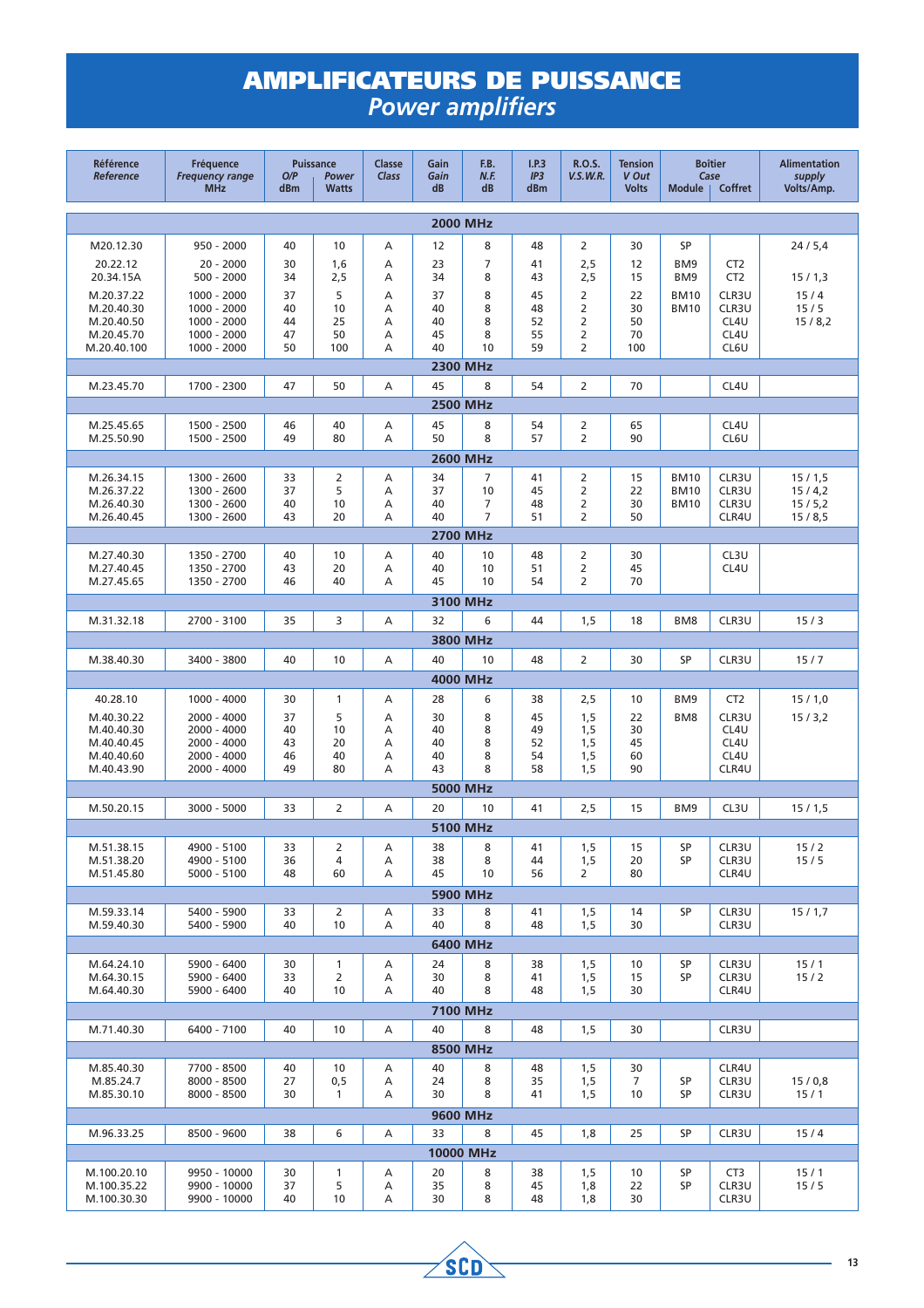# AMPLIFICATEURS DE PUISSANCE
## *Power amplifiers*

| Référence *Reference* | Fréquence *Frequency range* MHz | Puissance O/P dBm | *Power* Watts | Classe *Class* | Gain *Gain* dB | F.B. *N.F.* dB | I.P.3 *IP3* dBm | R.O.S. *V.S.W.R.* | Tension *V Out* Volts | Boîtier *Case* Module | Coffret | Alimentation *supply* Volts/Amp. |
|---|---|---|---|---|---|---|---|---|---|---|---|---|
| **2000 MHz** | | | | | | | | | | | | |
| M20.12.30 | 950 - 2000 | 40 | 10 | A | 12 | 8 | 48 | 2 | 30 | SP | | 24 / 5,4 |
| 20.22.12 | 20 - 2000 | 30 | 1,6 | A | 23 | 7 | 41 | 2,5 | 12 | BM9 | CT2 | |
| 20.34.15A | 500 - 2000 | 34 | 2,5 | A | 34 | 8 | 43 | 2,5 | 15 | BM9 | CT2 | 15 / 1,3 |
| M.20.37.22 | 1000 - 2000 | 37 | 5 | A | 37 | 8 | 45 | 2 | 22 | BM10 | CLR3U | 15 / 4 |
| M.20.40.30 | 1000 - 2000 | 40 | 10 | A | 40 | 8 | 48 | 2 | 30 | BM10 | CLR3U | 15 / 5 |
| M.20.40.50 | 1000 - 2000 | 44 | 25 | A | 40 | 8 | 52 | 2 | 50 | | CL4U | 15 / 8,2 |
| M.20.45.70 | 1000 - 2000 | 47 | 50 | A | 45 | 8 | 55 | 2 | 70 | | CL4U | |
| M.20.40.100 | 1000 - 2000 | 50 | 100 | A | 40 | 10 | 59 | 2 | 100 | | CL6U | |
| **2300 MHz** | | | | | | | | | | | | |
| M.23.45.70 | 1700 - 2300 | 47 | 50 | A | 45 | 8 | 54 | 2 | 70 | | CL4U | |
| **2500 MHz** | | | | | | | | | | | | |
| M.25.45.65 | 1500 - 2500 | 46 | 40 | A | 45 | 8 | 54 | 2 | 65 | | CL4U | |
| M.25.50.90 | 1500 - 2500 | 49 | 80 | A | 50 | 8 | 57 | 2 | 90 | | CL6U | |
| **2600 MHz** | | | | | | | | | | | | |
| M.26.34.15 | 1300 - 2600 | 33 | 2 | A | 34 | 7 | 41 | 2 | 15 | BM10 | CLR3U | 15 / 1,5 |
| M.26.37.22 | 1300 - 2600 | 37 | 5 | A | 37 | 10 | 45 | 2 | 22 | BM10 | CLR3U | 15 / 4,2 |
| M.26.40.30 | 1300 - 2600 | 40 | 10 | A | 40 | 7 | 48 | 2 | 30 | BM10 | CLR3U | 15 / 5,2 |
| M.26.40.45 | 1300 - 2600 | 43 | 20 | A | 40 | 7 | 51 | 2 | 50 | | CLR4U | 15 / 8,5 |
| **2700 MHz** | | | | | | | | | | | | |
| M.27.40.30 | 1350 - 2700 | 40 | 10 | A | 40 | 10 | 48 | 2 | 30 | | CL3U | |
| M.27.40.45 | 1350 - 2700 | 43 | 20 | A | 40 | 10 | 51 | 2 | 45 | | CL4U | |
| M.27.45.65 | 1350 - 2700 | 46 | 40 | A | 45 | 10 | 54 | 2 | 70 | | | |
| **3100 MHz** | | | | | | | | | | | | |
| M.31.32.18 | 2700 - 3100 | 35 | 3 | A | 32 | 6 | 44 | 1,5 | 18 | BM8 | CLR3U | 15 / 3 |
| **3800 MHz** | | | | | | | | | | | | |
| M.38.40.30 | 3400 - 3800 | 40 | 10 | A | 40 | 10 | 48 | 2 | 30 | SP | CLR3U | 15 / 7 |
| **4000 MHz** | | | | | | | | | | | | |
| 40.28.10 | 1000 - 4000 | 30 | 1 | A | 28 | 6 | 38 | 2,5 | 10 | BM9 | CT2 | 15 / 1,0 |
| M.40.30.22 | 2000 - 4000 | 37 | 5 | A | 30 | 8 | 45 | 1,5 | 22 | BM8 | CLR3U | 15 / 3,2 |
| M.40.40.30 | 2000 - 4000 | 40 | 10 | A | 40 | 8 | 49 | 1,5 | 30 | | CL4U | |
| M.40.40.45 | 2000 - 4000 | 43 | 20 | A | 40 | 8 | 52 | 1,5 | 45 | | CL4U | |
| M.40.40.60 | 2000 - 4000 | 46 | 40 | A | 40 | 8 | 54 | 1,5 | 60 | | CL4U | |
| M.40.43.90 | 2000 - 4000 | 49 | 80 | A | 43 | 8 | 58 | 1,5 | 90 | | CLR4U | |
| **5000 MHz** | | | | | | | | | | | | |
| M.50.20.15 | 3000 - 5000 | 33 | 2 | A | 20 | 10 | 41 | 2,5 | 15 | BM9 | CL3U | 15 / 1,5 |
| **5100 MHz** | | | | | | | | | | | | |
| M.51.38.15 | 4900 - 5100 | 33 | 2 | A | 38 | 8 | 41 | 1,5 | 15 | SP | CLR3U | 15 / 2 |
| M.51.38.20 | 4900 - 5100 | 36 | 4 | A | 38 | 8 | 44 | 1,5 | 20 | SP | CLR3U | 15 / 5 |
| M.51.45.80 | 5000 - 5100 | 48 | 60 | A | 45 | 10 | 56 | 2 | 80 | | CLR4U | |
| **5900 MHz** | | | | | | | | | | | | |
| M.59.33.14 | 5400 - 5900 | 33 | 2 | A | 33 | 8 | 41 | 1,5 | 14 | SP | CLR3U | 15 / 1,7 |
| M.59.40.30 | 5400 - 5900 | 40 | 10 | A | 40 | 8 | 48 | 1,5 | 30 | | CLR3U | |
| **6400 MHz** | | | | | | | | | | | | |
| M.64.24.10 | 5900 - 6400 | 30 | 1 | A | 24 | 8 | 38 | 1,5 | 10 | SP | CLR3U | 15 / 1 |
| M.64.30.15 | 5900 - 6400 | 33 | 2 | A | 30 | 8 | 41 | 1,5 | 15 | SP | CLR3U | 15 / 2 |
| M.64.40.30 | 5900 - 6400 | 40 | 10 | A | 40 | 8 | 48 | 1,5 | 30 | | CLR4U | |
| **7100 MHz** | | | | | | | | | | | | |
| M.71.40.30 | 6400 - 7100 | 40 | 10 | A | 40 | 8 | 48 | 1,5 | 30 | | CLR3U | |
| **8500 MHz** | | | | | | | | | | | | |
| M.85.40.30 | 7700 - 8500 | 40 | 10 | A | 40 | 8 | 48 | 1,5 | 30 | | CLR4U | |
| M.85.24.7 | 8000 - 8500 | 27 | 0,5 | A | 24 | 8 | 35 | 1,5 | 7 | SP | CLR3U | 15 / 0,8 |
| M.85.30.10 | 8000 - 8500 | 30 | 1 | A | 30 | 8 | 41 | 1,5 | 10 | SP | CLR3U | 15 / 1 |
| **9600 MHz** | | | | | | | | | | | | |
| M.96.33.25 | 8500 - 9600 | 38 | 6 | A | 33 | 8 | 45 | 1,8 | 25 | SP | CLR3U | 15 / 4 |
| **10000 MHz** | | | | | | | | | | | | |
| M.100.20.10 | 9950 - 10000 | 30 | 1 | A | 20 | 8 | 38 | 1,5 | 10 | SP | CT3 | 15 / 1 |
| M.100.35.22 | 9900 - 10000 | 37 | 5 | A | 35 | 8 | 45 | 1,8 | 22 | SP | CLR3U | 15 / 5 |
| M.100.30.30 | 9900 - 10000 | 40 | 10 | A | 30 | 8 | 48 | 1,8 | 30 | | CLR3U | |

SCD